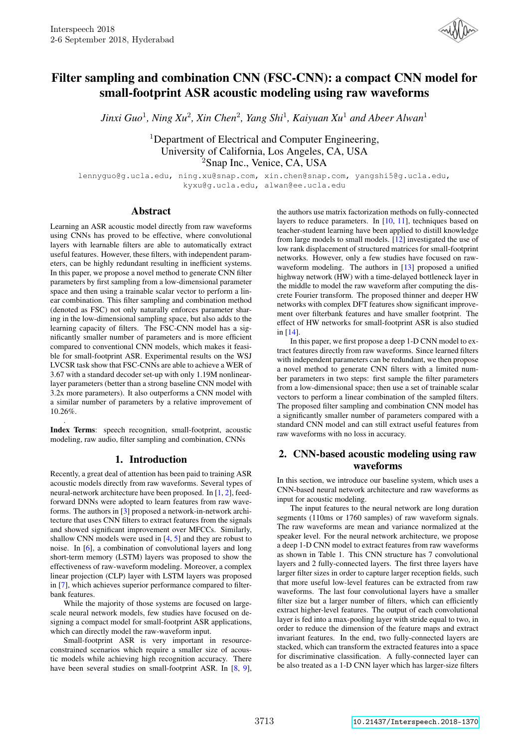# Filter sampling and combination CNN (FSC-CNN): a compact CNN model for small-footprint ASR acoustic modeling using raw waveforms

*Jinxi Guo*[1], *Ning Xu*[2], *Xin Chen*[2], *Yang Shi*[1], *Kaiyuan Xu*[1] *and Abeer Alwan*[1]

[1]Department of Electrical and Computer Engineering, University of California, Los Angeles, CA, USA
[2]Snap Inc., Venice, CA, USA

lennyguo@g.ucla.edu, ning.xu@snap.com, xin.chen@snap.com, yangshi5@g.ucla.edu, kyxu@g.ucla.edu, alwan@ee.ucla.edu

## Abstract

Learning an ASR acoustic model directly from raw waveforms using CNNs has proved to be effective, where convolutional layers with learnable filters are able to automatically extract useful features. However, these filters, with independent parameters, can be highly redundant resulting in inefficient systems. In this paper, we propose a novel method to generate CNN filter parameters by first sampling from a low-dimensional parameter space and then using a trainable scalar vector to perform a linear combination. This filter sampling and combination method (denoted as FSC) not only naturally enforces parameter sharing in the low-dimensional sampling space, but also adds to the learning capacity of filters. The FSC-CNN model has a significantly smaller number of parameters and is more efficient compared to conventional CNN models, which makes it feasible for small-footprint ASR. Experimental results on the WSJ LVCSR task show that FSC-CNNs are able to achieve a WER of 3.67 with a standard decoder set-up with only 1.19M nonlinear-layer parameters (better than a strong baseline CNN model with 3.2x more parameters). It also outperforms a CNN model with a similar number of parameters by a relative improvement of 10.26%.

**Index Terms**: speech recognition, small-footprint, acoustic modeling, raw audio, filter sampling and combination, CNNs

## 1. Introduction

Recently, a great deal of attention has been paid to training ASR acoustic models directly from raw waveforms. Several types of neural-network architecture have been proposed. In [1, 2], feed-forward DNNs were adopted to learn features from raw waveforms. The authors in [3] proposed a network-in-network architecture that uses CNN filters to extract features from the signals and showed significant improvement over MFCCs. Similarly, shallow CNN models were used in [4, 5] and they are robust to noise. In [6], a combination of convolutional layers and long short-term memory (LSTM) layers was proposed to show the effectiveness of raw-waveform modeling. Moreover, a complex linear projection (CLP) layer with LSTM layers was proposed in [7], which achieves superior performance compared to filter-bank features.

While the majority of those systems are focused on large-scale neural network models, few studies have focused on designing a compact model for small-footprint ASR applications, which can directly model the raw-waveform input.

Small-footprint ASR is very important in resource-constrained scenarios which require a smaller size of acoustic models while achieving high recognition accuracy. There have been several studies on small-footprint ASR. In [8, 9], the authors use matrix factorization methods on fully-connected layers to reduce parameters. In [10, 11], techniques based on teacher-student learning have been applied to distill knowledge from large models to small models. [12] investigated the use of low rank displacement of structured matrices for small-footprint networks. However, only a few studies have focused on raw-waveform modeling. The authors in [13] proposed a unified highway network (HW) with a time-delayed bottleneck layer in the middle to model the raw waveform after computing the discrete Fourier transform. The proposed thinner and deeper HW networks with complex DFT features show significant improvement over filterbank features and have smaller footprint. The effect of HW networks for small-footprint ASR is also studied in [14].

In this paper, we first propose a deep 1-D CNN model to extract features directly from raw waveforms. Since learned filters with independent parameters can be redundant, we then propose a novel method to generate CNN filters with a limited number of parameters in two steps: first sample the filter parameters from a low-dimensional space; then use a set of trainable scalar vectors to perform a linear combination of the sampled filters. The proposed filter sampling and combination CNN model has a significantly smaller number of parameters compared with a standard CNN model and can still extract useful features from raw waveforms with no loss in accuracy.

## 2. CNN-based acoustic modeling using raw waveforms

In this section, we introduce our baseline system, which uses a CNN-based neural network architecture and raw waveforms as input for acoustic modeling.

The input features to the neural network are long duration segments (110ms or 1760 samples) of raw waveform signals. The raw waveforms are mean and variance normalized at the speaker level. For the neural network architecture, we propose a deep 1-D CNN model to extract features from raw waveforms as shown in Table 1. This CNN structure has 7 convolutional layers and 2 fully-connected layers. The first three layers have larger filter sizes in order to capture larger reception fields, such that more useful low-level features can be extracted from raw waveforms. The last four convolutional layers have a smaller filter size but a larger number of filters, which can efficiently extract higher-level features. The output of each convolutional layer is fed into a max-pooling layer with stride equal to two, in order to reduce the dimension of the feature maps and extract invariant features. In the end, two fully-connected layers are stacked, which can transform the extracted features into a space for discriminative classification. A fully-connected layer can be also treated as a 1-D CNN layer which has larger-size filters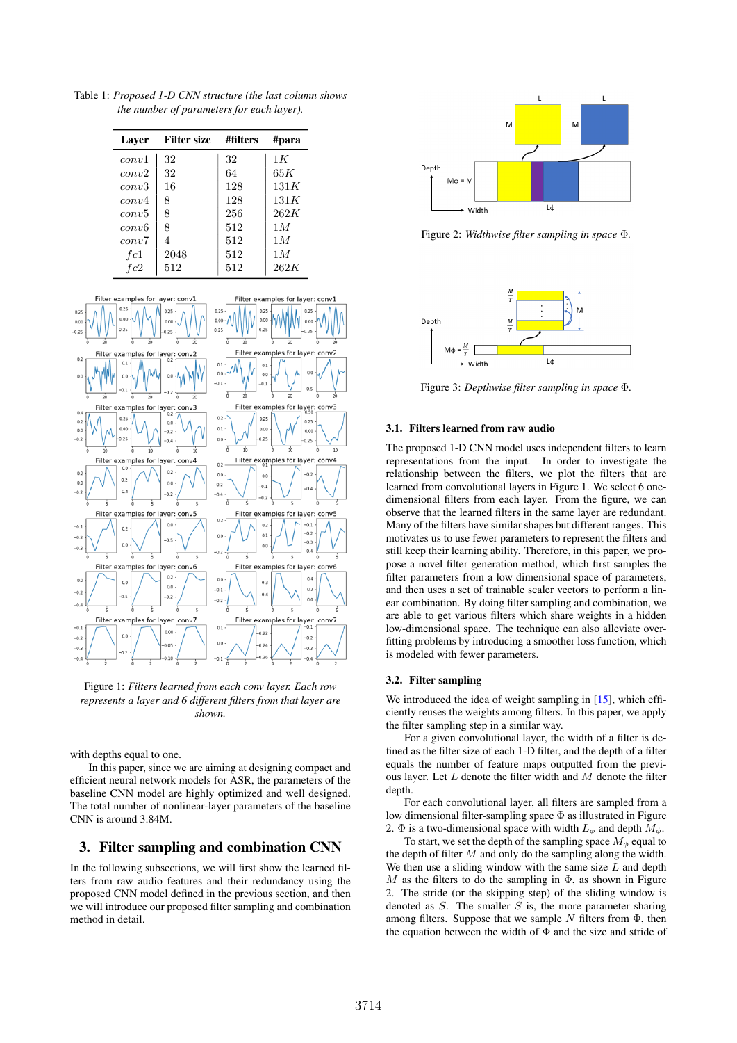Table 1: *Proposed 1-D CNN structure (the last column shows the number of parameters for each layer).*

| Layer | Filter size | #filters | #para |
|---|---|---|---|
| $conv1$ | 32 | 32 | $1K$ |
| $conv2$ | 32 | 64 | $65K$ |
| $conv3$ | 16 | 128 | $131K$ |
| $conv4$ | 8 | 128 | $131K$ |
| $conv5$ | 8 | 256 | $262K$ |
| $conv6$ | 8 | 512 | $1M$ |
| $conv7$ | 4 | 512 | $1M$ |
| $fc1$ | 2048 | 512 | $1M$ |
| $fc2$ | 512 | 512 | $262K$ |

Figure 1: *Filters learned from each conv layer. Each row represents a layer and 6 different filters from that layer are shown.*

with depths equal to one.

In this paper, since we are aiming at designing compact and efficient neural network models for ASR, the parameters of the baseline CNN model are highly optimized and well designed. The total number of nonlinear-layer parameters of the baseline CNN is around 3.84M.

## 3. Filter sampling and combination CNN

In the following subsections, we will first show the learned filters from raw audio features and their redundancy using the proposed CNN model defined in the previous section, and then we will introduce our proposed filter sampling and combination method in detail.

Figure 2: *Widthwise filter sampling in space* $\Phi$.

Figure 3: *Depthwise filter sampling in space* $\Phi$.

### 3.1. Filters learned from raw audio

The proposed 1-D CNN model uses independent filters to learn representations from the input. In order to investigate the relationship between the filters, we plot the filters that are learned from convolutional layers in Figure 1. We select 6 one-dimensional filters from each layer. From the figure, we can observe that the learned filters in the same layer are redundant. Many of the filters have similar shapes but different ranges. This motivates us to use fewer parameters to represent the filters and still keep their learning ability. Therefore, in this paper, we propose a novel filter generation method, which first samples the filter parameters from a low dimensional space of parameters, and then uses a set of trainable scaler vectors to perform a linear combination. By doing filter sampling and combination, we are able to get various filters which share weights in a hidden low-dimensional space. The technique can also alleviate overfitting problems by introducing a smoother loss function, which is modeled with fewer parameters.

### 3.2. Filter sampling

We introduced the idea of weight sampling in [15], which efficiently reuses the weights among filters. In this paper, we apply the filter sampling step in a similar way.

For a given convolutional layer, the width of a filter is defined as the filter size of each 1-D filter, and the depth of a filter equals the number of feature maps outputted from the previous layer. Let $L$ denote the filter width and $M$ denote the filter depth.

For each convolutional layer, all filters are sampled from a low dimensional filter-sampling space $\Phi$ as illustrated in Figure 2. $\Phi$ is a two-dimensional space with width $L_\phi$ and depth $M_\phi$.

To start, we set the depth of the sampling space $M_\phi$ equal to the depth of filter $M$ and only do the sampling along the width. We then use a sliding window with the same size $L$ and depth $M$ as the filters to do the sampling in $\Phi$, as shown in Figure 2. The stride (or the skipping step) of the sliding window is denoted as $S$. The smaller $S$ is, the more parameter sharing among filters. Suppose that we sample $N$ filters from $\Phi$, then the equation between the width of $\Phi$ and the size and stride of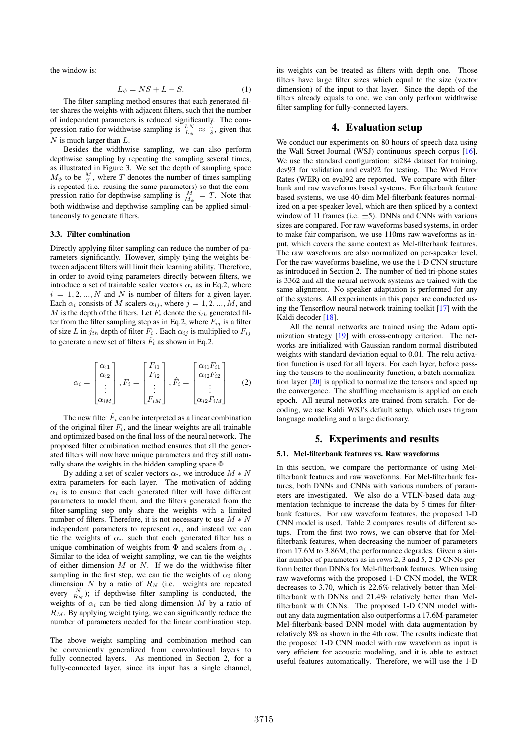the window is:

$$L_\phi = NS + L - S. \quad (1)$$

The filter sampling method ensures that each generated filter shares the weights with adjacent filters, such that the number of independent parameters is reduced significantly. The compression ratio for widthwise sampling is $\frac{LN}{L_\phi} \approx \frac{L}{S}$, given that $N$ is much larger than $L$.

Besides the widthwise sampling, we can also perform depthwise sampling by repeating the sampling several times, as illustrated in Figure 3. We set the depth of sampling space $M_\phi$ to be $\frac{M}{T}$, where $T$ denotes the number of times sampling is repeated (i.e. reusing the same parameters) so that the compression ratio for depthwise sampling is $\frac{M}{M_\phi} = T$. Note that both widthwise and depthwise sampling can be applied simultaneously to generate filters.

### 3.3. Filter combination

Directly applying filter sampling can reduce the number of parameters significantly. However, simply tying the weights between adjacent filters will limit their learning ability. Therefore, in order to avoid tying parameters directly between filters, we introduce a set of trainable scaler vectors $\alpha_i$ as in Eq.2, where $i = 1, 2, ..., N$ and $N$ is number of filters for a given layer. Each $\alpha_i$ consists of $M$ scalers $\alpha_{ij}$, where $j = 1, 2, ..., M$, and $M$ is the depth of the filters. Let $F_i$ denote the $i_{th}$ generated filter from the filter sampling step as in Eq.2, where $F_{ij}$ is a filter of size $L$ in $j_{th}$ depth of filter $F_i$. Each $\alpha_{ij}$ is multiplied to $F_{ij}$ to generate a new set of filters $\hat{F}_i$ as shown in Eq.2.

$$\alpha_i = \begin{bmatrix} \alpha_{i1} \\ \alpha_{i2} \\ \vdots \\ \alpha_{iM} \end{bmatrix}, F_i = \begin{bmatrix} F_{i1} \\ F_{i2} \\ \vdots \\ F_{iM} \end{bmatrix}, \hat{F}_i = \begin{bmatrix} \alpha_{i1}F_{i1} \\ \alpha_{i2}F_{i2} \\ \vdots \\ \alpha_{i2}F_{iM} \end{bmatrix} \quad (2)$$

The new filter $\hat{F}_i$ can be interpreted as a linear combination of the original filter $F_i$, and the linear weights are all trainable and optimized based on the final loss of the neural network. The proposed filter combination method ensures that all the generated filters will now have unique parameters and they still naturally share the weights in the hidden sampling space $\Phi$.

By adding a set of scaler vectors $\alpha_i$, we introduce $M * N$ extra parameters for each layer. The motivation of adding $\alpha_i$ is to ensure that each generated filter will have different parameters to model them, and the filters generated from the filter-sampling step only share the weights with a limited number of filters. Therefore, it is not necessary to use $M * N$ independent parameters to represent $\alpha_i$, and instead we can tie the weights of $\alpha_i$, such that each generated filter has a unique combination of weights from $\Phi$ and scalers from $\alpha_i$. Similar to the idea of weight sampling, we can tie the weights of either dimension $M$ or $N$. If we do the widthwise filter sampling in the first step, we can tie the weights of $\alpha_i$ along dimension $N$ by a ratio of $R_N$ (i.e. weights are repeated every $\frac{N}{R_N}$); if depthwise filter sampling is conducted, the weights of $\alpha_i$ can be tied along dimension $M$ by a ratio of $R_M$. By applying weight tying, we can significantly reduce the number of parameters needed for the linear combination step.

The above weight sampling and combination method can be conveniently generalized from convolutional layers to fully connected layers. As mentioned in Section 2, for a fully-connected layer, since its input has a single channel, its weights can be treated as filters with depth one. Those filters have large filter sizes which equal to the size (vector dimension) of the input to that layer. Since the depth of the filters already equals to one, we can only perform widthwise filter sampling for fully-connected layers.

## 4. Evaluation setup

We conduct our experiments on 80 hours of speech data using the Wall Street Journal (WSJ) continuous speech corpus [16]. We use the standard configuration: si284 dataset for training, dev93 for validation and eval92 for testing. The Word Error Rates (WER) on eval92 are reported. We compare with filterbank and raw waveforms based systems. For filterbank feature based systems, we use 40-dim Mel-filterbank features normalized on a per-speaker level, which are then spliced by a context window of 11 frames (i.e. ±5). DNNs and CNNs with various sizes are compared. For raw waveforms based systems, in order to make fair comparison, we use 110ms raw waveforms as input, which covers the same context as Mel-filterbank features. The raw waveforms are also normalized on per-speaker level. For the raw waveforms baseline, we use the 1-D CNN structure as introduced in Section 2. The number of tied tri-phone states is 3362 and all the neural network systems are trained with the same alignment. No speaker adaptation is performed for any of the systems. All experiments in this paper are conducted using the Tensorflow neural network training toolkit [17] with the Kaldi decoder [18].

All the neural networks are trained using the Adam optimization strategy [19] with cross-entropy criterion. The networks are initialized with Gaussian random normal distributed weights with standard deviation equal to 0.01. The relu activation function is used for all layers. For each layer, before passing the tensors to the nonlinearity function, a batch normalization layer [20] is applied to normalize the tensors and speed up the convergence. The shuffling mechanism is applied on each epoch. All neural networks are trained from scratch. For decoding, we use Kaldi WSJ's default setup, which uses trigram language modeling and a large dictionary.

## 5. Experiments and results

### 5.1. Mel-filterbank features vs. Raw waveforms

In this section, we compare the performance of using Mel-filterbank features and raw waveforms. For Mel-filterbank features, both DNNs and CNNs with various numbers of parameters are investigated. We also do a VTLN-based data augmentation technique to increase the data by 5 times for filterbank features. For raw waveform features, the proposed 1-D CNN model is used. Table 2 compares results of different setups. From the first two rows, we can observe that for Mel-filterbank features, when decreasing the number of parameters from 17.6M to 3.86M, the performance degrades. Given a similar number of parameters as in rows 2, 3 and 5, 2-D CNNs perform better than DNNs for Mel-filterbank features. When using raw waveforms with the proposed 1-D CNN model, the WER decreases to 3.70, which is 22.6% relatively better than Mel-filterbank with DNNs and 21.4% relatively better than Mel-filterbank with CNNs. The proposed 1-D CNN model without any data augmentation also outperforms a 17.6M-parameter Mel-filterbank-based DNN model with data augmentation by relatively 8% as shown in the 4th row. The results indicate that the proposed 1-D CNN model with raw waveform as input is very efficient for acoustic modeling, and it is able to extract useful features automatically. Therefore, we will use the 1-D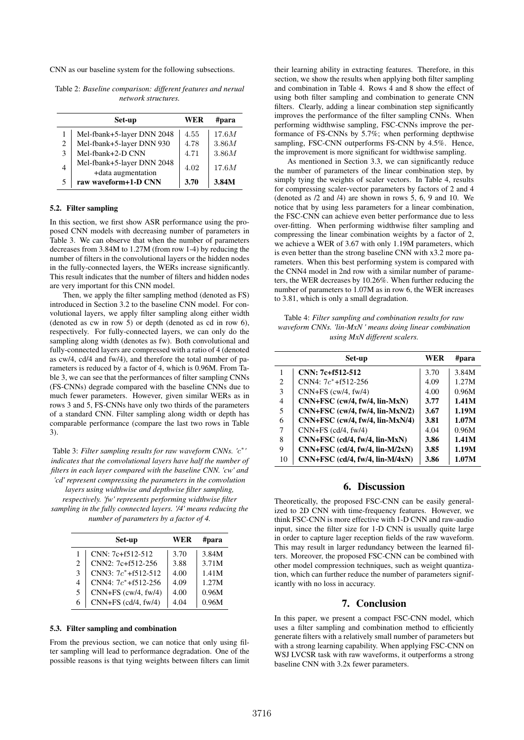CNN as our baseline system for the following subsections.

Table 2: *Baseline comparison: different features and nerual network structures.*

| | Set-up | WER | #para |
|---|---|---|---|
| 1 | Mel-fbank+5-layer DNN 2048 | 4.55 | $17.6M$ |
| 2 | Mel-fbank+5-layer DNN 930 | 4.78 | $3.86M$ |
| 3 | Mel-fbank+2-D CNN | 4.71 | $3.86M$ |
| 4 | Mel-fbank+5-layer DNN 2048 +data augmentation | 4.02 | $17.6M$ |
| 5 | **raw waveform+1-D CNN** | **3.70** | **3.84M** |

### 5.2. Filter sampling

In this section, we first show ASR performance using the proposed CNN models with decreasing number of parameters in Table 3. We can observe that when the number of parameters decreases from 3.84M to 1.27M (from row 1-4) by reducing the number of filters in the convolutional layers or the hidden nodes in the fully-connected layers, the WERs increase significantly. This result indicates that the number of filters and hidden nodes are very important for this CNN model.

Then, we apply the filter sampling method (denoted as FS) introduced in Section 3.2 to the baseline CNN model. For convolutional layers, we apply filter sampling along either width (denoted as cw in row 5) or depth (denoted as cd in row 6), respectively. For fully-connected layers, we can only do the sampling along width (denotes as fw). Both convolutional and fully-connected layers are compressed with a ratio of 4 (denoted as cw/4, cd/4 and fw/4), and therefore the total number of parameters is reduced by a factor of 4, which is 0.96M. From Table 3, we can see that the performances of filter sampling CNNs (FS-CNNs) degrade compared with the baseline CNNs due to much fewer parameters. However, given similar WERs as in rows 3 and 5, FS-CNNs have only two thirds of the parameters of a standard CNN. Filter sampling along width or depth has comparable performance (compare the last two rows in Table 3).

Table 3: *Filter sampling results for raw waveform CNNs. '$c^*$' indicates that the convolutional layers have half the number of filters in each layer compared with the baseline CNN. 'cw' and 'cd' represent compressing the parameters in the convolution layers using widthwise and depthwise filter sampling, respectively. 'fw' represents performing widthwise filter sampling in the fully connected layers. '/4' means reducing the number of parameters by a factor of 4.*

| | Set-up | WER | #para |
|---|---|---|---|
| 1 | CNN: 7c+f512-512 | 3.70 | 3.84M |
| 2 | CNN2: 7c+f512-256 | 3.88 | 3.71M |
| 3 | CNN3: $7c^*$+f512-512 | 4.00 | 1.41M |
| 4 | CNN4: $7c^*$+f512-256 | 4.09 | 1.27M |
| 5 | CNN+FS (cw/4, fw/4) | 4.00 | 0.96M |
| 6 | CNN+FS (cd/4, fw/4) | 4.04 | 0.96M |

### 5.3. Filter sampling and combination

From the previous section, we can notice that only using filter sampling will lead to performance degradation. One of the possible reasons is that tying weights between filters can limit their learning ability in extracting features. Therefore, in this section, we show the results when applying both filter sampling and combination in Table 4. Rows 4 and 8 show the effect of using both filter sampling and combination to generate CNN filters. Clearly, adding a linear combination step significantly improves the performance of the filter sampling CNNs. When performing widthwise sampling, FSC-CNNs improve the performance of FS-CNNs by 5.7%; when performing depthwise sampling, FSC-CNN outperforms FS-CNN by 4.5%. Hence, the improvement is more significant for widthwise sampling.

As mentioned in Section 3.3, we can significantly reduce the number of parameters of the linear combination step, by simply tying the weights of scaler vectors. In Table 4, results for compressing scaler-vector parameters by factors of 2 and 4 (denoted as /2 and /4) are shown in rows 5, 6, 9 and 10. We notice that by using less parameters for a linear combination, the FSC-CNN can achieve even better performance due to less over-fitting. When performing widthwise filter sampling and compressing the linear combination weights by a factor of 2, we achieve a WER of 3.67 with only 1.19M parameters, which is even better than the strong baseline CNN with x3.2 more parameters. When this best performing system is compared with the CNN4 model in 2nd row with a similar number of parameters, the WER decreases by 10.26%. When further reducing the number of parameters to 1.07M as in row 6, the WER increases to 3.81, which is only a small degradation.

Table 4: *Filter sampling and combination results for raw waveform CNNs. 'lin-MxN ' means doing linear combination using MxN different scalers.*

| | Set-up | WER | #para |
|---|---|---|---|
| 1 | **CNN: 7c+f512-512** | 3.70 | 3.84M |
| 2 | CNN4: $7c^*$+f512-256 | 4.09 | 1.27M |
| 3 | CNN+FS (cw/4, fw/4) | 4.00 | 0.96M |
| 4 | **CNN+FSC (cw/4, fw/4, lin-MxN)** | **3.77** | **1.41M** |
| 5 | **CNN+FSC (cw/4, fw/4, lin-MxN/2)** | **3.67** | **1.19M** |
| 6 | **CNN+FSC (cw/4, fw/4, lin-MxN/4)** | **3.81** | **1.07M** |
| 7 | CNN+FS (cd/4, fw/4) | 4.04 | 0.96M |
| 8 | **CNN+FSC (cd/4, fw/4, lin-MxN)** | **3.86** | **1.41M** |
| 9 | **CNN+FSC (cd/4, fw/4, lin-M/2xN)** | **3.85** | **1.19M** |
| 10 | **CNN+FSC (cd/4, fw/4, lin-M/4xN)** | **3.86** | **1.07M** |

## 6. Discussion

Theoretically, the proposed FSC-CNN can be easily generalized to 2D CNN with time-frequency features. However, we think FSC-CNN is more effective with 1-D CNN and raw-audio input, since the filter size for 1-D CNN is usually quite large in order to capture lager reception fields of the raw waveform. This may result in larger redundancy between the learned filters. Moreover, the proposed FSC-CNN can be combined with other model compression techniques, such as weight quantization, which can further reduce the number of parameters significantly with no loss in accuracy.

## 7. Conclusion

In this paper, we present a compact FSC-CNN model, which uses a filter sampling and combination method to efficiently generate filters with a relatively small number of parameters but with a strong learning capability. When applying FSC-CNN on WSJ LVCSR task with raw waveforms, it outperforms a strong baseline CNN with 3.2x fewer parameters.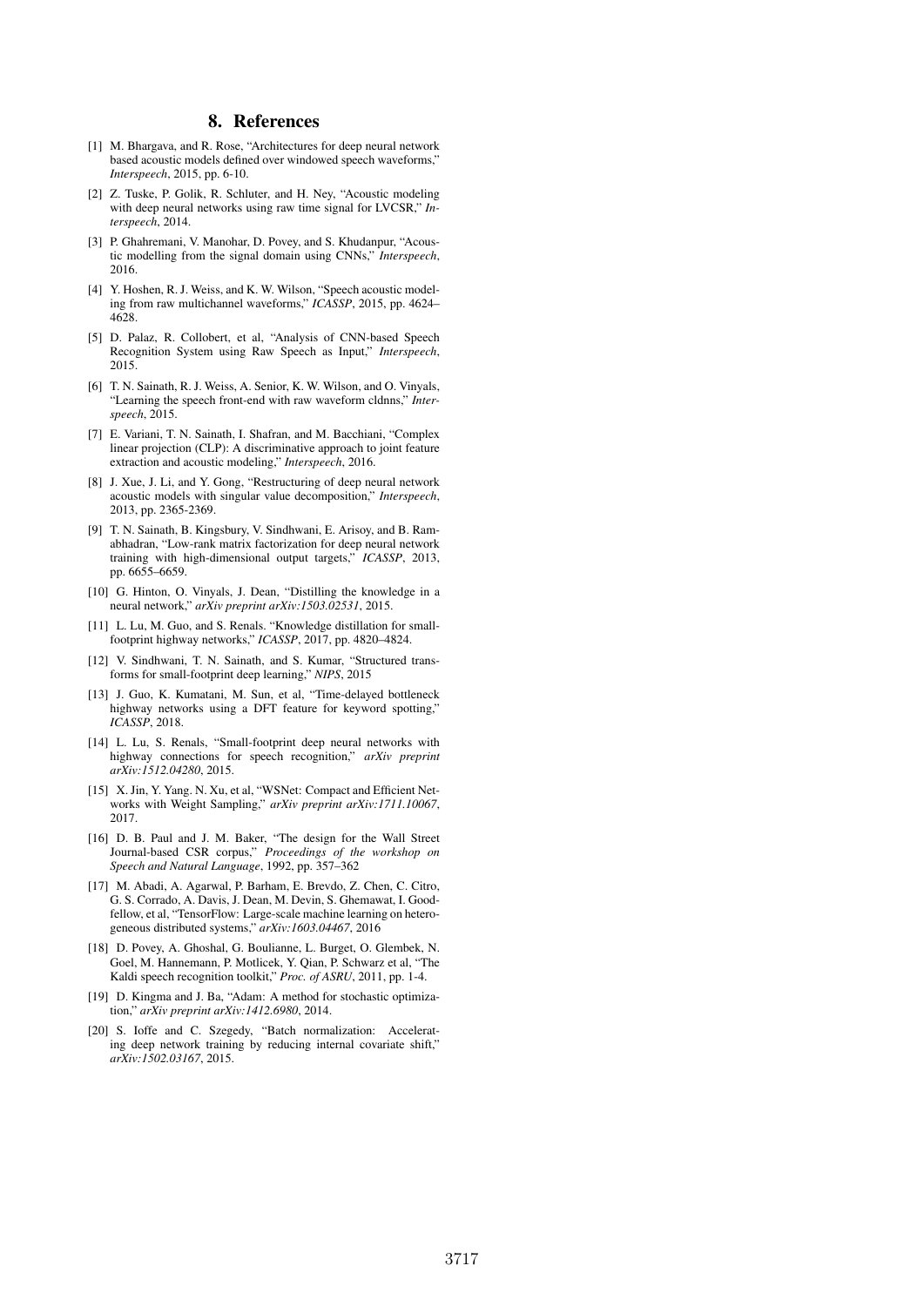## 8. References

[1] M. Bhargava, and R. Rose, "Architectures for deep neural network based acoustic models defined over windowed speech waveforms," *Interspeech*, 2015, pp. 6-10.

[2] Z. Tuske, P. Golik, R. Schluter, and H. Ney, "Acoustic modeling with deep neural networks using raw time signal for LVCSR," *Interspeech*, 2014.

[3] P. Ghahremani, V. Manohar, D. Povey, and S. Khudanpur, "Acoustic modelling from the signal domain using CNNs," *Interspeech*, 2016.

[4] Y. Hoshen, R. J. Weiss, and K. W. Wilson, "Speech acoustic modeling from raw multichannel waveforms," *ICASSP*, 2015, pp. 4624–4628.

[5] D. Palaz, R. Collobert, et al, "Analysis of CNN-based Speech Recognition System using Raw Speech as Input," *Interspeech*, 2015.

[6] T. N. Sainath, R. J. Weiss, A. Senior, K. W. Wilson, and O. Vinyals, "Learning the speech front-end with raw waveform cldnns," *Interspeech*, 2015.

[7] E. Variani, T. N. Sainath, I. Shafran, and M. Bacchiani, "Complex linear projection (CLP): A discriminative approach to joint feature extraction and acoustic modeling," *Interspeech*, 2016.

[8] J. Xue, J. Li, and Y. Gong, "Restructuring of deep neural network acoustic models with singular value decomposition," *Interspeech*, 2013, pp. 2365-2369.

[9] T. N. Sainath, B. Kingsbury, V. Sindhwani, E. Arisoy, and B. Ramabhadran, "Low-rank matrix factorization for deep neural network training with high-dimensional output targets," *ICASSP*, 2013, pp. 6655–6659.

[10] G. Hinton, O. Vinyals, J. Dean, "Distilling the knowledge in a neural network," *arXiv preprint arXiv:1503.02531*, 2015.

[11] L. Lu, M. Guo, and S. Renals. "Knowledge distillation for small-footprint highway networks," *ICASSP*, 2017, pp. 4820–4824.

[12] V. Sindhwani, T. N. Sainath, and S. Kumar, "Structured transforms for small-footprint deep learning," *NIPS*, 2015

[13] J. Guo, K. Kumatani, M. Sun, et al, "Time-delayed bottleneck highway networks using a DFT feature for keyword spotting," *ICASSP*, 2018.

[14] L. Lu, S. Renals, "Small-footprint deep neural networks with highway connections for speech recognition," *arXiv preprint arXiv:1512.04280*, 2015.

[15] X. Jin, Y. Yang. N. Xu, et al, "WSNet: Compact and Efficient Networks with Weight Sampling," *arXiv preprint arXiv:1711.10067*, 2017.

[16] D. B. Paul and J. M. Baker, "The design for the Wall Street Journal-based CSR corpus," *Proceedings of the workshop on Speech and Natural Language*, 1992, pp. 357–362

[17] M. Abadi, A. Agarwal, P. Barham, E. Brevdo, Z. Chen, C. Citro, G. S. Corrado, A. Davis, J. Dean, M. Devin, S. Ghemawat, I. Goodfellow, et al, "TensorFlow: Large-scale machine learning on heterogeneous distributed systems," *arXiv:1603.04467*, 2016

[18] D. Povey, A. Ghoshal, G. Boulianne, L. Burget, O. Glembek, N. Goel, M. Hannemann, P. Motlicek, Y. Qian, P. Schwarz et al, "The Kaldi speech recognition toolkit," *Proc. of ASRU*, 2011, pp. 1-4.

[19] D. Kingma and J. Ba, "Adam: A method for stochastic optimization," *arXiv preprint arXiv:1412.6980*, 2014.

[20] S. Ioffe and C. Szegedy, "Batch normalization: Accelerating deep network training by reducing internal covariate shift," *arXiv:1502.03167*, 2015.